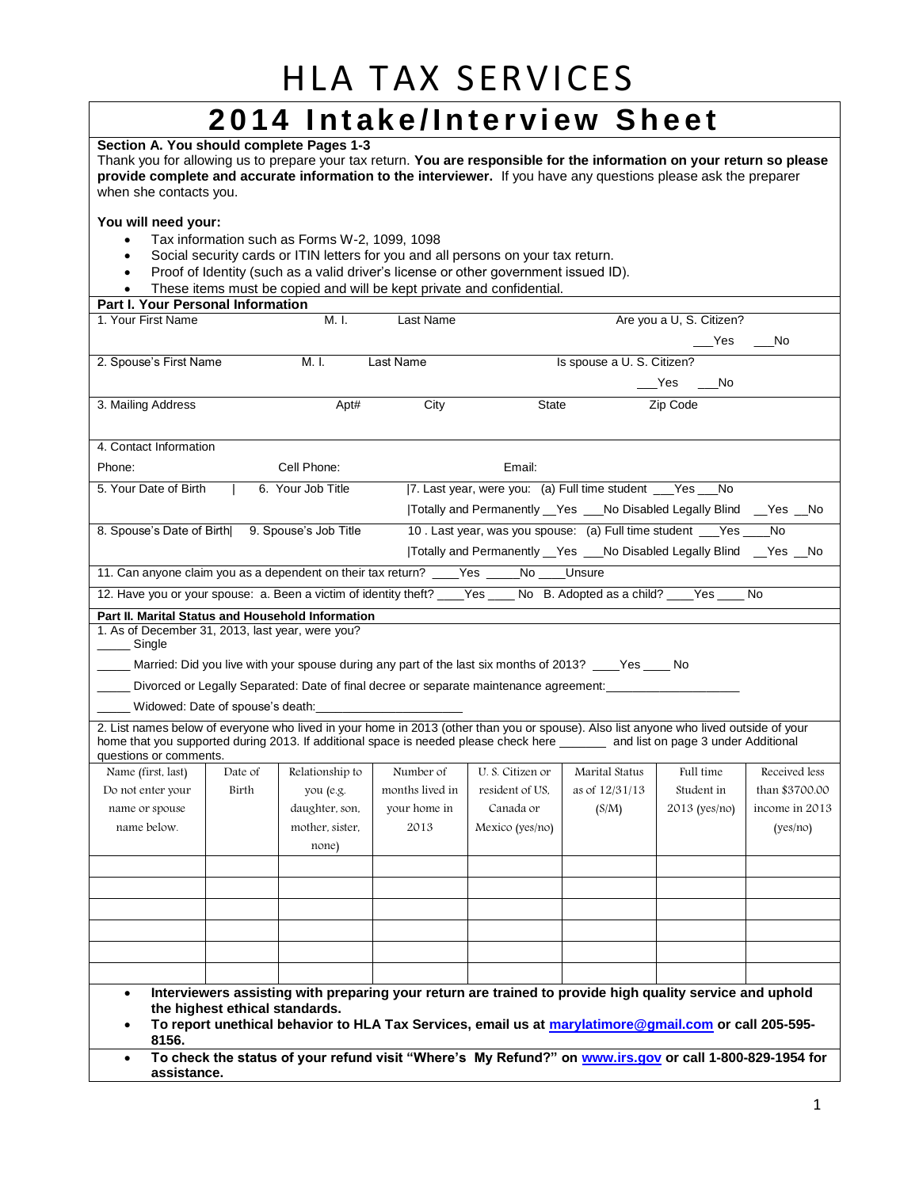# HLA TAX SERVICES

## 2014 Intake/Interview Sheet

**Section A. You should complete Pages 1-3**

Thank you for allowing us to prepare your tax return. **You are responsible for the information on your return so please provide complete and accurate information to the interviewer.** If you have any questions please ask the preparer when she contacts you.

**You will need your:**

- Tax information such as Forms W-2, 1099, 1098
- Social security cards or ITIN letters for you and all persons on your tax return.
- Proof of Identity (such as a valid driver's license or other government issued ID).
- These items must be copied and will be kept private and confidential.

**Part I. Your Personal Information**

1. Your First Name M. I. Last Name Are you a U, S. Citizen? ___Yes ___No

2. Spouse's First Name M. I. Last Name Is spouse a U. S. Citizen? ___Yes ___No

3. Mailing Address Apt# City State Zip Code

4. Contact Information

Phone: Cell Phone: Email:

5. Your Date of Birth | 6. Your Job Title |7. Last year, were you: (a) Full time student ___Yes ___No

|Totally and Permanently __Yes ___No Disabled Legally Blind __Yes __No

8. Spouse's Date of Birth| 9. Spouse's Job Title 10 . Last year, was you spouse: (a) Full time student ___Yes ____No

|Totally and Permanently __Yes ___No Disabled Legally Blind __Yes __No

11. Can anyone claim you as a dependent on their tax return? ____Yes _____No ____Unsure

12. Have you or your spouse: a. Been a victim of identity theft? ____Yes ____ No B. Adopted as a child? ____Yes ____ No

**Part II. Marital Status and Household Information**

1. As of December 31, 2013, last year, were you?

_____ Single

_____ Married: Did you live with your spouse during any part of the last six months of 2013? ____Yes ____ No

_____ Divorced or Legally Separated: Date of final decree or separate maintenance agreement:____________________

_____ Widowed: Date of spouse's death:_____________________

2. List names below of everyone who lived in your home in 2013 (other than you or spouse). Also list anyone who lived outside of your home that you supported during 2013. If additional space is needed please check here _______ and list on page 3 under Additional questions or comments.

| Name (first, last) Do not enter your name or spouse name below. | Date of Birth | Relationship to you (e.g. daughter, son, mother, sister, none) | Number of months lived in your home in 2013 | U. S. Citizen or resident of US, Canada or Mexico (yes/no) | Marital Status as of 12/31/13 (S/M) | Full time Student in 2013 (yes/no) | Received less than $3700.00 income in 2013 (yes/no) |
|---|---|---|---|---|---|---|---|
| | | | | | | | |
| | | | | | | | |
| | | | | | | | |
| | | | | | | | |
| | | | | | | | |
| | | | | | | | |

- **Interviewers assisting with preparing your return are trained to provide high quality service and uphold the highest ethical standards.**
- **To report unethical behavior to HLA Tax Services, email us at marylatimore@gmail.com or call 205-595-8156.**

- **To check the status of your refund visit "Where's My Refund?" on www.irs.gov or call 1-800-829-1954 for assistance.**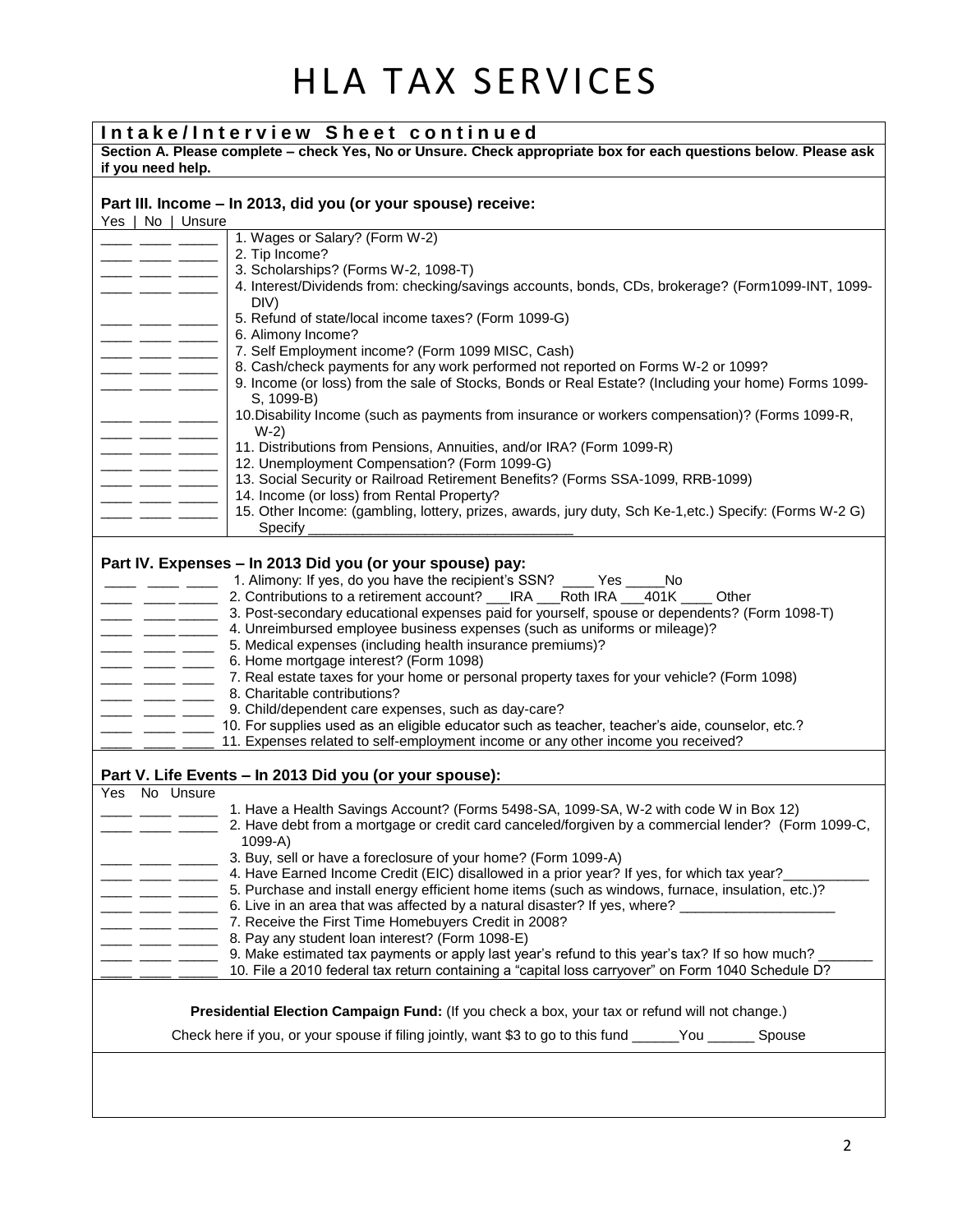# HLA TAX SERVICES

**Intake/Interview Sheet continued**

**Section A. Please complete – check Yes, No or Unsure. Check appropriate box for each questions below. Please ask if you need help.**

### Part III. Income – In 2013, did you (or your spouse) receive:

| Yes | No | Unsure | |
|---|---|---|---|
| ____ | ____ | _____ | 1. Wages or Salary? (Form W-2) |
| ____ | ____ | _____ | 2. Tip Income? |
| ____ | ____ | _____ | 3. Scholarships? (Forms W-2, 1098-T) |
| ____ | ____ | _____ | 4. Interest/Dividends from: checking/savings accounts, bonds, CDs, brokerage? (Form1099-INT, 1099-DIV) |
| ____ | ____ | _____ | 5. Refund of state/local income taxes? (Form 1099-G) |
| ____ | ____ | _____ | 6. Alimony Income? |
| ____ | ____ | _____ | 7. Self Employment income? (Form 1099 MISC, Cash) |
| ____ | ____ | _____ | 8. Cash/check payments for any work performed not reported on Forms W-2 or 1099? |
| ____ | ____ | _____ | 9. Income (or loss) from the sale of Stocks, Bonds or Real Estate? (Including your home) Forms 1099-S, 1099-B) |
| ____ | ____ | _____ | 10. Disability Income (such as payments from insurance or workers compensation)? (Forms 1099-R, W-2) |
| ____ | ____ | _____ | 11. Distributions from Pensions, Annuities, and/or IRA? (Form 1099-R) |
| ____ | ____ | _____ | 12. Unemployment Compensation? (Form 1099-G) |
| ____ | ____ | _____ | 13. Social Security or Railroad Retirement Benefits? (Forms SSA-1099, RRB-1099) |
| ____ | ____ | _____ | 14. Income (or loss) from Rental Property? |
| ____ | ____ | _____ | 15. Other Income: (gambling, lottery, prizes, awards, jury duty, Sch Ke-1,etc.) Specify: (Forms W-2 G) Specify __________________________________ |

### Part IV. Expenses – In 2013 Did you (or your spouse) pay:

| | | | |
|---|---|---|---|
| ____ | ____ | ____ | 1. Alimony: If yes, do you have the recipient's SSN? ____ Yes _____No |
| ____ | ____ | _____ | 2. Contributions to a retirement account? ___IRA ___Roth IRA ___401K ____ Other |
| ____ | ____ | _____ | 3. Post-secondary educational expenses paid for yourself, spouse or dependents? (Form 1098-T) |
| ____ | ____ | _____ | 4. Unreimbursed employee business expenses (such as uniforms or mileage)? |
| ____ | ____ | ____ | 5. Medical expenses (including health insurance premiums)? |
| ____ | ____ | ____ | 6. Home mortgage interest? (Form 1098) |
| ____ | ____ | ____ | 7. Real estate taxes for your home or personal property taxes for your vehicle? (Form 1098) |
| ____ | ____ | ____ | 8. Charitable contributions? |
| ____ | ____ | ____ | 9. Child/dependent care expenses, such as day-care? |
| ____ | ____ | ____ | 10. For supplies used as an eligible educator such as teacher, teacher's aide, counselor, etc.? |
| ____ | ____ | ____ | 11. Expenses related to self-employment income or any other income you received? |

### Part V. Life Events – In 2013 Did you (or your spouse):

| Yes | No | Unsure | |
|---|---|---|---|
| ____ | ____ | _____ | 1. Have a Health Savings Account? (Forms 5498-SA, 1099-SA, W-2 with code W in Box 12) |
| ____ | ____ | _____ | 2. Have debt from a mortgage or credit card canceled/forgiven by a commercial lender? (Form 1099-C, 1099-A) |
| ____ | ____ | _____ | 3. Buy, sell or have a foreclosure of your home? (Form 1099-A) |
| ____ | ____ | _____ | 4. Have Earned Income Credit (EIC) disallowed in a prior year? If yes, for which tax year?___________ |
| ____ | ____ | _____ | 5. Purchase and install energy efficient home items (such as windows, furnace, insulation, etc.)? |
| ____ | ____ | _____ | 6. Live in an area that was affected by a natural disaster? If yes, where? ____________________ |
| ____ | ____ | _____ | 7. Receive the First Time Homebuyers Credit in 2008? |
| ____ | ____ | _____ | 8. Pay any student loan interest? (Form 1098-E) |
| ____ | ____ | _____ | 9. Make estimated tax payments or apply last year's refund to this year's tax? If so how much? _______ |
| ____ | ____ | _____ | 10. File a 2010 federal tax return containing a "capital loss carryover" on Form 1040 Schedule D? |

**Presidential Election Campaign Fund:** (If you check a box, your tax or refund will not change.)

Check here if you, or your spouse if filing jointly, want $3 to go to this fund ______You ______ Spouse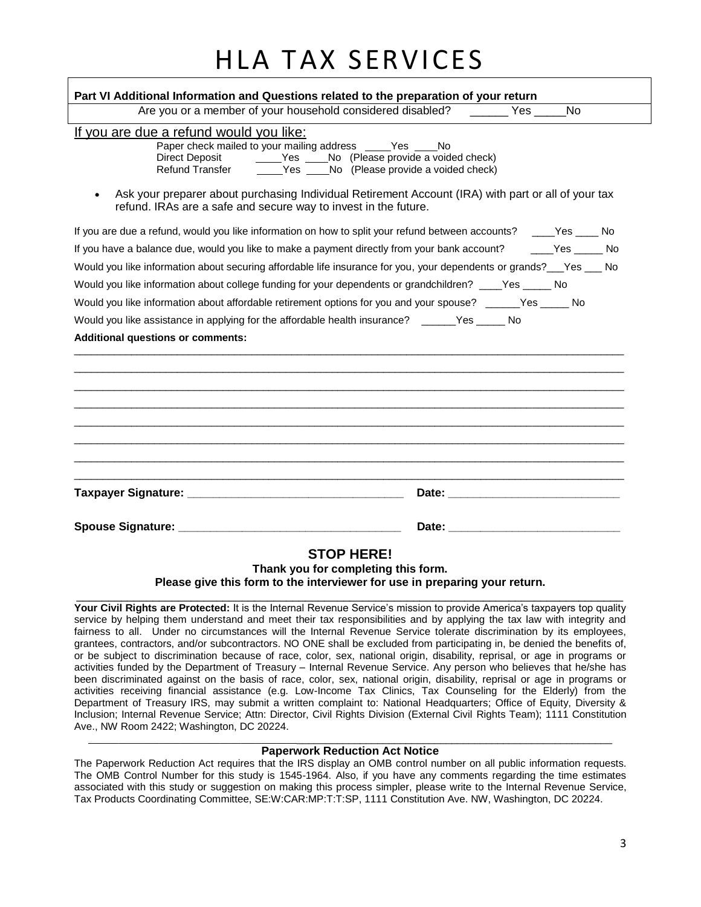# HLA TAX SERVICES

**Part VI Additional Information and Questions related to the preparation of your return**

Are you or a member of your household considered disabled? ______ Yes _____No

If you are due a refund would you like:

Paper check mailed to your mailing address _____Yes ____No
Direct Deposit _____Yes ____No (Please provide a voided check)
Refund Transfer _____Yes ____No (Please provide a voided check)

- Ask your preparer about purchasing Individual Retirement Account (IRA) with part or all of your tax refund. IRAs are a safe and secure way to invest in the future.

If you are due a refund, would you like information on how to split your refund between accounts? ____Yes ____ No

If you have a balance due, would you like to make a payment directly from your bank account? ____Yes _____ No

Would you like information about securing affordable life insurance for you, your dependents or grands?___Yes ___ No

Would you like information about college funding for your dependents or grandchildren? ____Yes _____ No

Would you like information about affordable retirement options for you and your spouse? ______Yes _____ No

Would you like assistance in applying for the affordable health insurance? ______Yes _____ No

**Additional questions or comments:**

________________________________________________________________________________
________________________________________________________________________________
________________________________________________________________________________
________________________________________________________________________________
________________________________________________________________________________
________________________________________________________________________________
________________________________________________________________________________
________________________________________________________________________________

**Taxpayer Signature:** __________________________________ **Date:** ___________________________

**Spouse Signature:** ___________________________________ **Date:** ___________________________

**STOP HERE!**

**Thank you for completing this form.**

**Please give this form to the interviewer for use in preparing your return.**

**Your Civil Rights are Protected:** It is the Internal Revenue Service's mission to provide America's taxpayers top quality service by helping them understand and meet their tax responsibilities and by applying the tax law with integrity and fairness to all. Under no circumstances will the Internal Revenue Service tolerate discrimination by its employees, grantees, contractors, and/or subcontractors. NO ONE shall be excluded from participating in, be denied the benefits of, or be subject to discrimination because of race, color, sex, national origin, disability, reprisal, or age in programs or activities funded by the Department of Treasury – Internal Revenue Service. Any person who believes that he/she has been discriminated against on the basis of race, color, sex, national origin, disability, reprisal or age in programs or activities receiving financial assistance (e.g. Low-Income Tax Clinics, Tax Counseling for the Elderly) from the Department of Treasury IRS, may submit a written complaint to: National Headquarters; Office of Equity, Diversity & Inclusion; Internal Revenue Service; Attn: Director, Civil Rights Division (External Civil Rights Team); 1111 Constitution Ave., NW Room 2422; Washington, DC 20224.

**Paperwork Reduction Act Notice**

The Paperwork Reduction Act requires that the IRS display an OMB control number on all public information requests. The OMB Control Number for this study is 1545-1964. Also, if you have any comments regarding the time estimates associated with this study or suggestion on making this process simpler, please write to the Internal Revenue Service, Tax Products Coordinating Committee, SE:W:CAR:MP:T:T:SP, 1111 Constitution Ave. NW, Washington, DC 20224.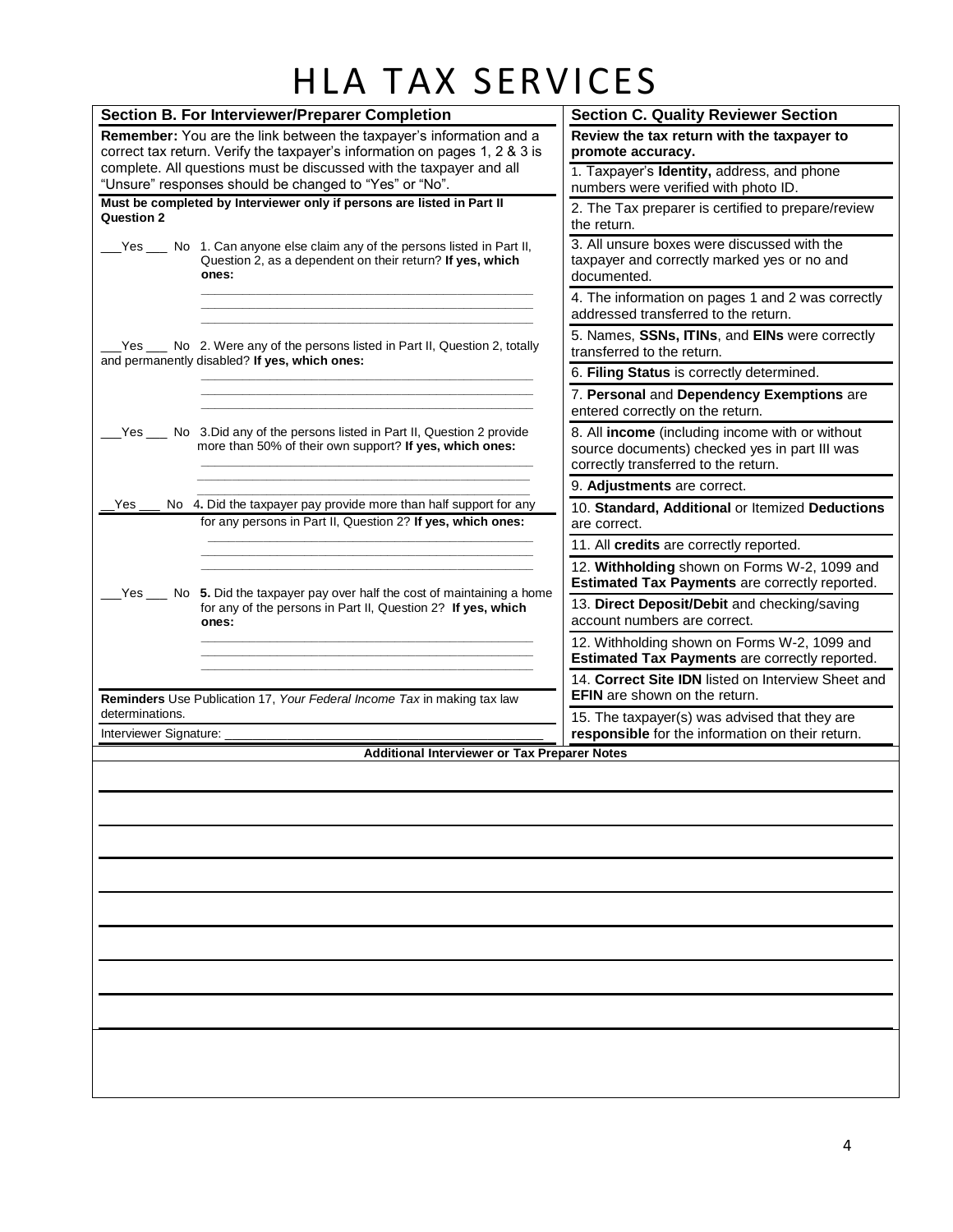# HLA TAX SERVICES

## Section B. For Interviewer/Preparer Completion

**Remember:** You are the link between the taxpayer's information and a correct tax return. Verify the taxpayer's information on pages 1, 2 & 3 is complete. All questions must be discussed with the taxpayer and all "Unsure" responses should be changed to "Yes" or "No".

**Must be completed by Interviewer only if persons are listed in Part II Question 2**

___Yes ___ No 1. Can anyone else claim any of the persons listed in Part II, Question 2, as a dependent on their return? **If yes, which ones:**

______________________________________________

______________________________________________

______________________________________________

___Yes ___ No 2. Were any of the persons listed in Part II, Question 2, totally and permanently disabled? **If yes, which ones:**

______________________________________________

______________________________________________

______________________________________________

___Yes ___ No 3.Did any of the persons listed in Part II, Question 2 provide more than 50% of their own support? **If yes, which ones:**

______________________________________________

______________________________________________

______________________________________________

__Yes ___ No 4**.** Did the taxpayer pay provide more than half support for any for any persons in Part II, Question 2? **If yes, which ones:**

______________________________________________

______________________________________________

______________________________________________

___Yes ___ No **5.** Did the taxpayer pay over half the cost of maintaining a home for any of the persons in Part II, Question 2? **If yes, which ones:**

______________________________________________

______________________________________________

______________________________________________

**Reminders** Use Publication 17, *Your Federal Income Tax* in making tax law determinations.

Interviewer Signature: ______________________________________________

## Section C. Quality Reviewer Section

**Review the tax return with the taxpayer to promote accuracy.**

1. Taxpayer's **Identity,** address, and phone numbers were verified with photo ID.
2. The Tax preparer is certified to prepare/review the return.
3. All unsure boxes were discussed with the taxpayer and correctly marked yes or no and documented.
4. The information on pages 1 and 2 was correctly addressed transferred to the return.
5. Names, **SSNs, ITINs**, and **EINs** were correctly transferred to the return.
6. **Filing Status** is correctly determined.
7. **Personal** and **Dependency Exemptions** are entered correctly on the return.
8. All **income** (including income with or without source documents) checked yes in part III was correctly transferred to the return.
9. **Adjustments** are correct.
10. **Standard, Additional** or Itemized **Deductions** are correct.
11. All **credits** are correctly reported.
12. **Withholding** shown on Forms W-2, 1099 and **Estimated Tax Payments** are correctly reported.
13. **Direct Deposit/Debit** and checking/saving account numbers are correct.
12. Withholding shown on Forms W-2, 1099 and **Estimated Tax Payments** are correctly reported.
14. **Correct Site IDN** listed on Interview Sheet and **EFIN** are shown on the return.
15. The taxpayer(s) was advised that they are **responsible** for the information on their return.

**Additional Interviewer or Tax Preparer Notes**